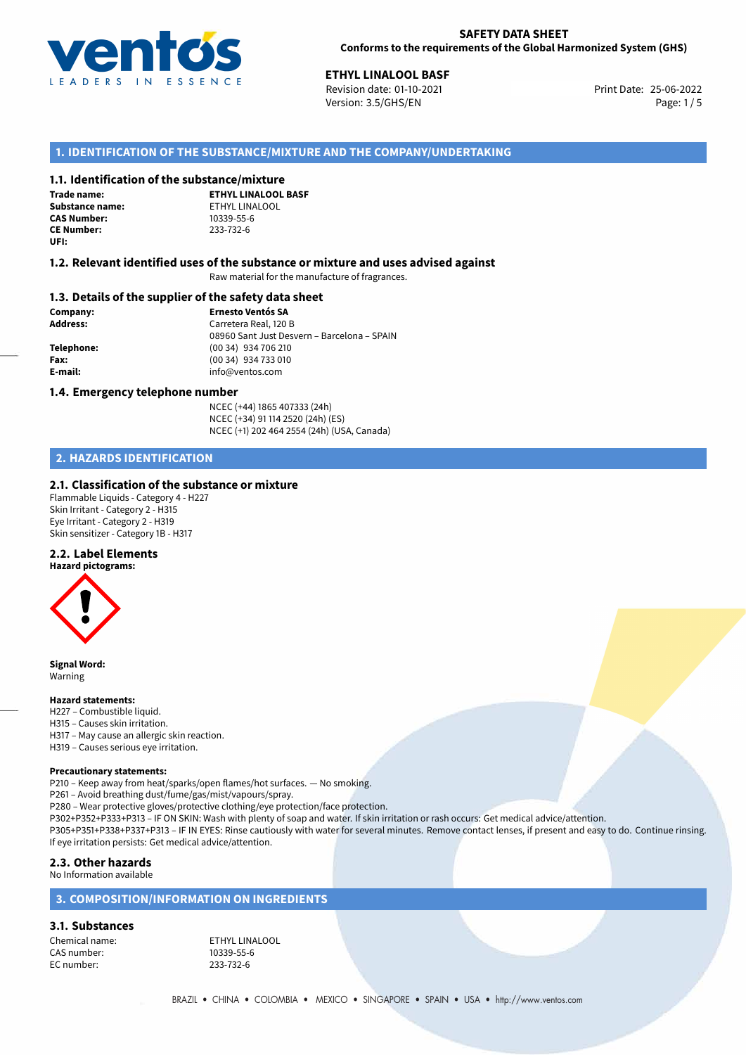SAFETY DATA SHEET
Conforms to the requirements of the Global Harmonized System (GHS)

**ETHYL LINALOOL BASF**
Revision date: 01-10-2021
Version: 3.5/GHS/EN
Print Date: 25-06-2022

## 1. IDENTIFICATION OF THE SUBSTANCE/MIXTURE AND THE COMPANY/UNDERTAKING

### 1.1. Identification of the substance/mixture

**Trade name:** **ETHYL LINALOOL BASF**
**Substance name:** ETHYL LINALOOL
**CAS Number:** 10339-55-6
**CE Number:** 233-732-6
**UFI:**

### 1.2. Relevant identified uses of the substance or mixture and uses advised against

Raw material for the manufacture of fragrances.

### 1.3. Details of the supplier of the safety data sheet

**Company:** **Ernesto Ventós SA**
**Address:** Carretera Real, 120 B
08960 Sant Just Desvern – Barcelona – SPAIN
**Telephone:** (00 34) 934 706 210
**Fax:** (00 34) 934 733 010
**E-mail:** info@ventos.com

### 1.4. Emergency telephone number

NCEC (+44) 1865 407333 (24h)
NCEC (+34) 91 114 2520 (24h) (ES)
NCEC (+1) 202 464 2554 (24h) (USA, Canada)

## 2. HAZARDS IDENTIFICATION

### 2.1. Classification of the substance or mixture

Flammable Liquids - Category 4 - H227
Skin Irritant - Category 2 - H315
Eye Irritant - Category 2 - H319
Skin sensitizer - Category 1B - H317

### 2.2. Label Elements

**Hazard pictograms:**

**Signal Word:**
Warning

**Hazard statements:**
H227 – Combustible liquid.
H315 – Causes skin irritation.
H317 – May cause an allergic skin reaction.
H319 – Causes serious eye irritation.

**Precautionary statements:**
P210 – Keep away from heat/sparks/open flames/hot surfaces. — No smoking.
P261 – Avoid breathing dust/fume/gas/mist/vapours/spray.
P280 – Wear protective gloves/protective clothing/eye protection/face protection.
P302+P352+P333+P313 – IF ON SKIN: Wash with plenty of soap and water. If skin irritation or rash occurs: Get medical advice/attention.
P305+P351+P338+P337+P313 – IF IN EYES: Rinse cautiously with water for several minutes. Remove contact lenses, if present and easy to do. Continue rinsing. If eye irritation persists: Get medical advice/attention.

### 2.3. Other hazards

No Information available

## 3. COMPOSITION/INFORMATION ON INGREDIENTS

### 3.1. Substances

Chemical name: ETHYL LINALOOL
CAS number: 10339-55-6
EC number: 233-732-6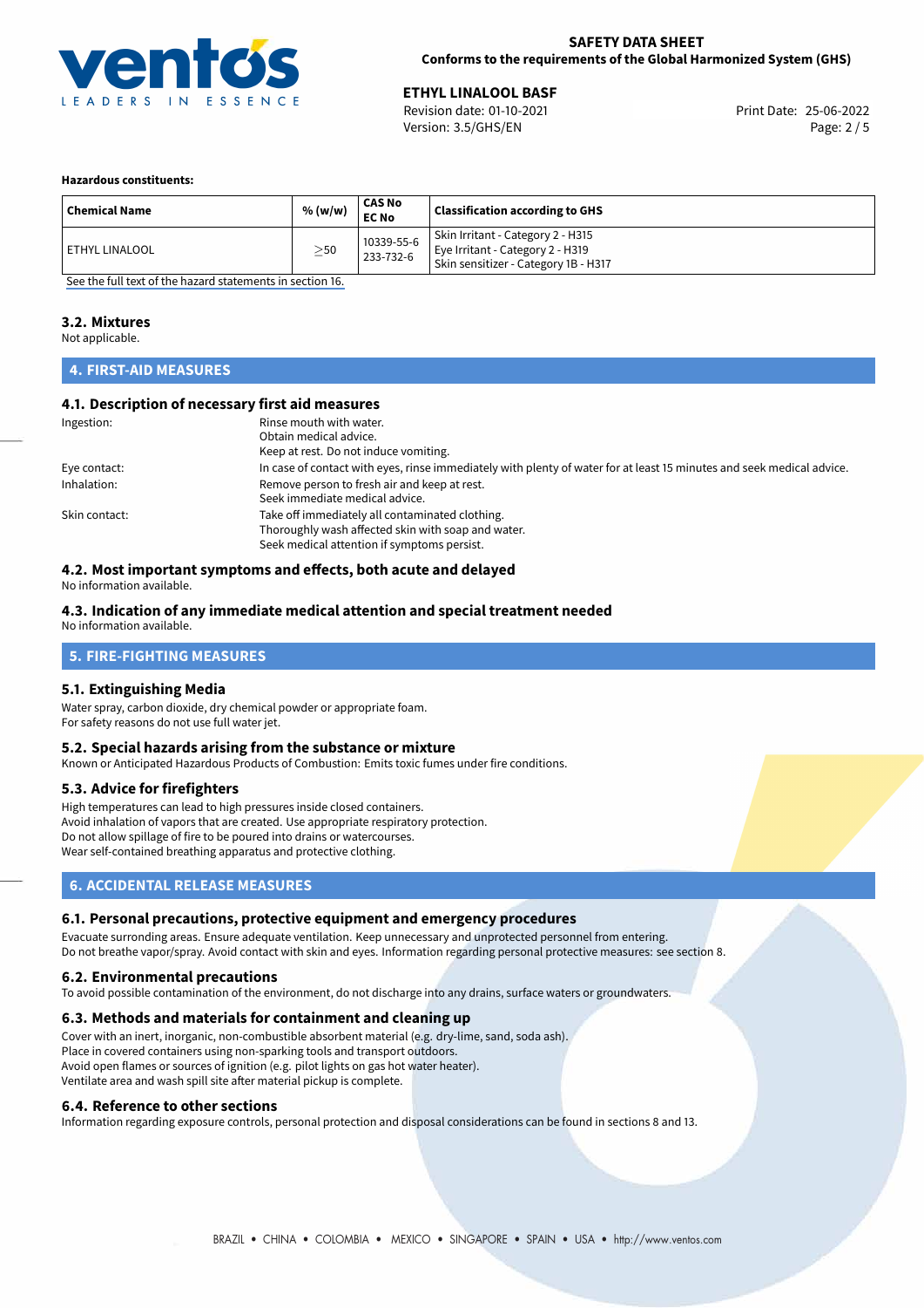**Hazardous constituents:**

| Chemical Name | % (w/w) | CAS No<br>EC No | Classification according to GHS |
|---|---|---|---|
| ETHYL LINALOOL | $\geq$50 | 10339-55-6<br>233-732-6 | Skin Irritant - Category 2 - H315<br>Eye Irritant - Category 2 - H319<br>Skin sensitizer - Category 1B - H317 |

See the full text of the hazard statements in section 16.

### 3.2. Mixtures

Not applicable.

## 4. FIRST-AID MEASURES

### 4.1. Description of necessary first aid measures

Ingestion: Rinse mouth with water.
Obtain medical advice.
Keep at rest. Do not induce vomiting.

Eye contact: In case of contact with eyes, rinse immediately with plenty of water for at least 15 minutes and seek medical advice.

Inhalation: Remove person to fresh air and keep at rest.
Seek immediate medical advice.

Skin contact: Take off immediately all contaminated clothing.
Thoroughly wash affected skin with soap and water.
Seek medical attention if symptoms persist.

### 4.2. Most important symptoms and effects, both acute and delayed

No information available.

### 4.3. Indication of any immediate medical attention and special treatment needed

No information available.

## 5. FIRE-FIGHTING MEASURES

### 5.1. Extinguishing Media

Water spray, carbon dioxide, dry chemical powder or appropriate foam.
For safety reasons do not use full water jet.

### 5.2. Special hazards arising from the substance or mixture

Known or Anticipated Hazardous Products of Combustion: Emits toxic fumes under fire conditions.

### 5.3. Advice for firefighters

High temperatures can lead to high pressures inside closed containers.
Avoid inhalation of vapors that are created. Use appropriate respiratory protection.
Do not allow spillage of fire to be poured into drains or watercourses.
Wear self-contained breathing apparatus and protective clothing.

## 6. ACCIDENTAL RELEASE MEASURES

### 6.1. Personal precautions, protective equipment and emergency procedures

Evacuate surronding areas. Ensure adequate ventilation. Keep unnecessary and unprotected personnel from entering.
Do not breathe vapor/spray. Avoid contact with skin and eyes. Information regarding personal protective measures: see section 8.

### 6.2. Environmental precautions

To avoid possible contamination of the environment, do not discharge into any drains, surface waters or groundwaters.

### 6.3. Methods and materials for containment and cleaning up

Cover with an inert, inorganic, non-combustible absorbent material (e.g. dry-lime, sand, soda ash).
Place in covered containers using non-sparking tools and transport outdoors.
Avoid open flames or sources of ignition (e.g. pilot lights on gas hot water heater).
Ventilate area and wash spill site after material pickup is complete.

### 6.4. Reference to other sections

Information regarding exposure controls, personal protection and disposal considerations can be found in sections 8 and 13.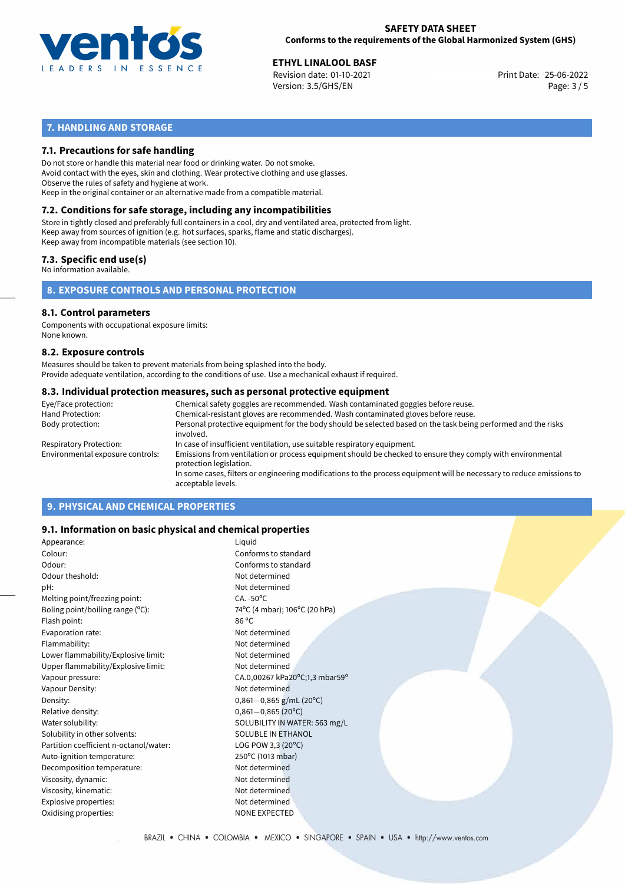## 7. HANDLING AND STORAGE

### 7.1. Precautions for safe handling

Do not store or handle this material near food or drinking water. Do not smoke.
Avoid contact with the eyes, skin and clothing. Wear protective clothing and use glasses.
Observe the rules of safety and hygiene at work.
Keep in the original container or an alternative made from a compatible material.

### 7.2. Conditions for safe storage, including any incompatibilities

Store in tightly closed and preferably full containers in a cool, dry and ventilated area, protected from light.
Keep away from sources of ignition (e.g. hot surfaces, sparks, flame and static discharges).
Keep away from incompatible materials (see section 10).

### 7.3. Specific end use(s)

No information available.

## 8. EXPOSURE CONTROLS AND PERSONAL PROTECTION

### 8.1. Control parameters

Components with occupational exposure limits:
None known.

### 8.2. Exposure controls

Measures should be taken to prevent materials from being splashed into the body.
Provide adequate ventilation, according to the conditions of use. Use a mechanical exhaust if required.

### 8.3. Individual protection measures, such as personal protective equipment

| | |
|---|---|
| Eye/Face protection: | Chemical safety goggles are recommended. Wash contaminated goggles before reuse. |
| Hand Protection: | Chemical-resistant gloves are recommended. Wash contaminated gloves before reuse. |
| Body protection: | Personal protective equipment for the body should be selected based on the task being performed and the risks involved. |
| Respiratory Protection: | In case of insufficient ventilation, use suitable respiratory equipment. |
| Environmental exposure controls: | Emissions from ventilation or process equipment should be checked to ensure they comply with environmental protection legislation. In some cases, filters or engineering modifications to the process equipment will be necessary to reduce emissions to acceptable levels. |

## 9. PHYSICAL AND CHEMICAL PROPERTIES

### 9.1. Information on basic physical and chemical properties

| | |
|---|---|
| Appearance: | Liquid |
| Colour: | Conforms to standard |
| Odour: | Conforms to standard |
| Odour theshold: | Not determined |
| pH: | Not determined |
| Melting point/freezing point: | CA. -50°C |
| Boling point/boiling range (°C): | 74°C (4 mbar); 106°C (20 hPa) |
| Flash point: | 86 °C |
| Evaporation rate: | Not determined |
| Flammability: | Not determined |
| Lower flammability/Explosive limit: | Not determined |
| Upper flammability/Explosive limit: | Not determined |
| Vapour pressure: | CA.0,00267 kPa20°C;1,3 mbar59° |
| Vapour Density: | Not determined |
| Density: | 0,861−0,865 g/mL (20°C) |
| Relative density: | 0,861−0,865 (20°C) |
| Water solubility: | SOLUBILITY IN WATER: 563 mg/L |
| Solubility in other solvents: | SOLUBLE IN ETHANOL |
| Partition coefficient n-octanol/water: | LOG POW 3,3 (20°C) |
| Auto-ignition temperature: | 250°C (1013 mbar) |
| Decomposition temperature: | Not determined |
| Viscosity, dynamic: | Not determined |
| Viscosity, kinematic: | Not determined |
| Explosive properties: | Not determined |
| Oxidising properties: | NONE EXPECTED |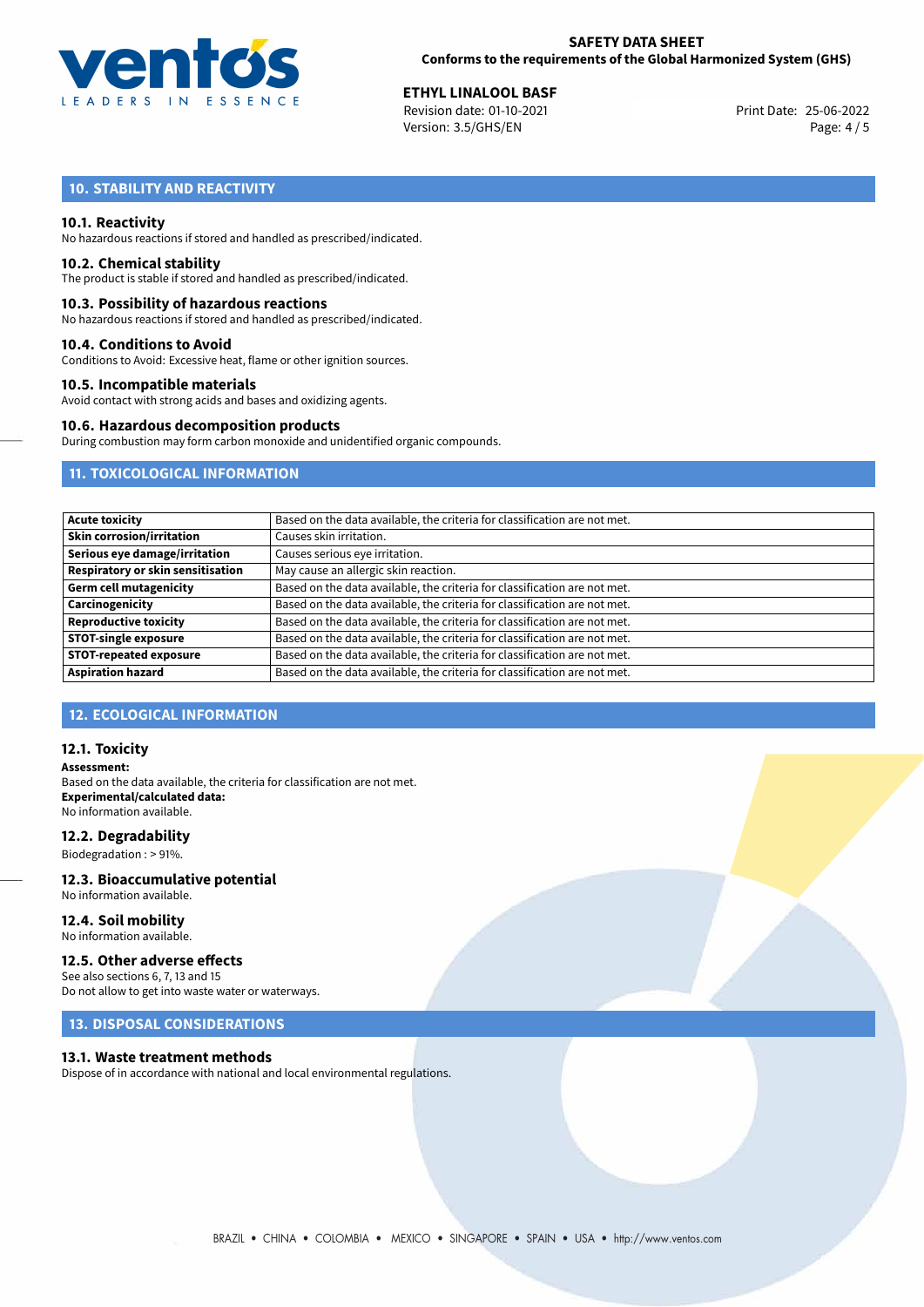## 10. STABILITY AND REACTIVITY

### 10.1. Reactivity
No hazardous reactions if stored and handled as prescribed/indicated.

### 10.2. Chemical stability
The product is stable if stored and handled as prescribed/indicated.

### 10.3. Possibility of hazardous reactions
No hazardous reactions if stored and handled as prescribed/indicated.

### 10.4. Conditions to Avoid
Conditions to Avoid: Excessive heat, flame or other ignition sources.

### 10.5. Incompatible materials
Avoid contact with strong acids and bases and oxidizing agents.

### 10.6. Hazardous decomposition products
During combustion may form carbon monoxide and unidentified organic compounds.

## 11. TOXICOLOGICAL INFORMATION

| | |
|---|---|
| **Acute toxicity** | Based on the data available, the criteria for classification are not met. |
| **Skin corrosion/irritation** | Causes skin irritation. |
| **Serious eye damage/irritation** | Causes serious eye irritation. |
| **Respiratory or skin sensitisation** | May cause an allergic skin reaction. |
| **Germ cell mutagenicity** | Based on the data available, the criteria for classification are not met. |
| **Carcinogenicity** | Based on the data available, the criteria for classification are not met. |
| **Reproductive toxicity** | Based on the data available, the criteria for classification are not met. |
| **STOT-single exposure** | Based on the data available, the criteria for classification are not met. |
| **STOT-repeated exposure** | Based on the data available, the criteria for classification are not met. |
| **Aspiration hazard** | Based on the data available, the criteria for classification are not met. |

## 12. ECOLOGICAL INFORMATION

### 12.1. Toxicity
**Assessment:**
Based on the data available, the criteria for classification are not met.
**Experimental/calculated data:**
No information available.

### 12.2. Degradability
Biodegradation : > 91%.

### 12.3. Bioaccumulative potential
No information available.

### 12.4. Soil mobility
No information available.

### 12.5. Other adverse effects
See also sections 6, 7, 13 and 15
Do not allow to get into waste water or waterways.

## 13. DISPOSAL CONSIDERATIONS

### 13.1. Waste treatment methods
Dispose of in accordance with national and local environmental regulations.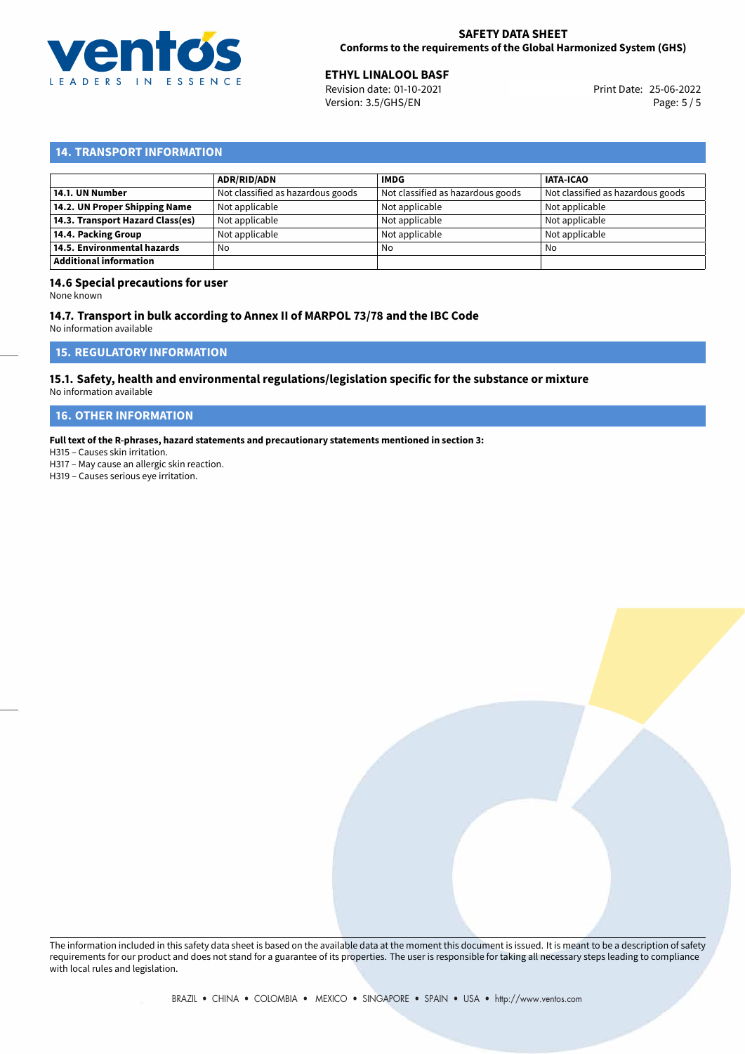## 14. TRANSPORT INFORMATION

| | ADR/RID/ADN | IMDG | IATA-ICAO |
|---|---|---|---|
| **14.1. UN Number** | Not classified as hazardous goods | Not classified as hazardous goods | Not classified as hazardous goods |
| **14.2. UN Proper Shipping Name** | Not applicable | Not applicable | Not applicable |
| **14.3. Transport Hazard Class(es)** | Not applicable | Not applicable | Not applicable |
| **14.4. Packing Group** | Not applicable | Not applicable | Not applicable |
| **14.5. Environmental hazards** | No | No | No |
| **Additional information** | | | |

### 14.6 Special precautions for user

None known

### 14.7. Transport in bulk according to Annex II of MARPOL 73/78 and the IBC Code

No information available

## 15. REGULATORY INFORMATION

### 15.1. Safety, health and environmental regulations/legislation specific for the substance or mixture

No information available

## 16. OTHER INFORMATION

**Full text of the R-phrases, hazard statements and precautionary statements mentioned in section 3:**

H315 – Causes skin irritation.
H317 – May cause an allergic skin reaction.
H319 – Causes serious eye irritation.

The information included in this safety data sheet is based on the available data at the moment this document is issued. It is meant to be a description of safety requirements for our product and does not stand for a guarantee of its properties. The user is responsible for taking all necessary steps leading to compliance with local rules and legislation.